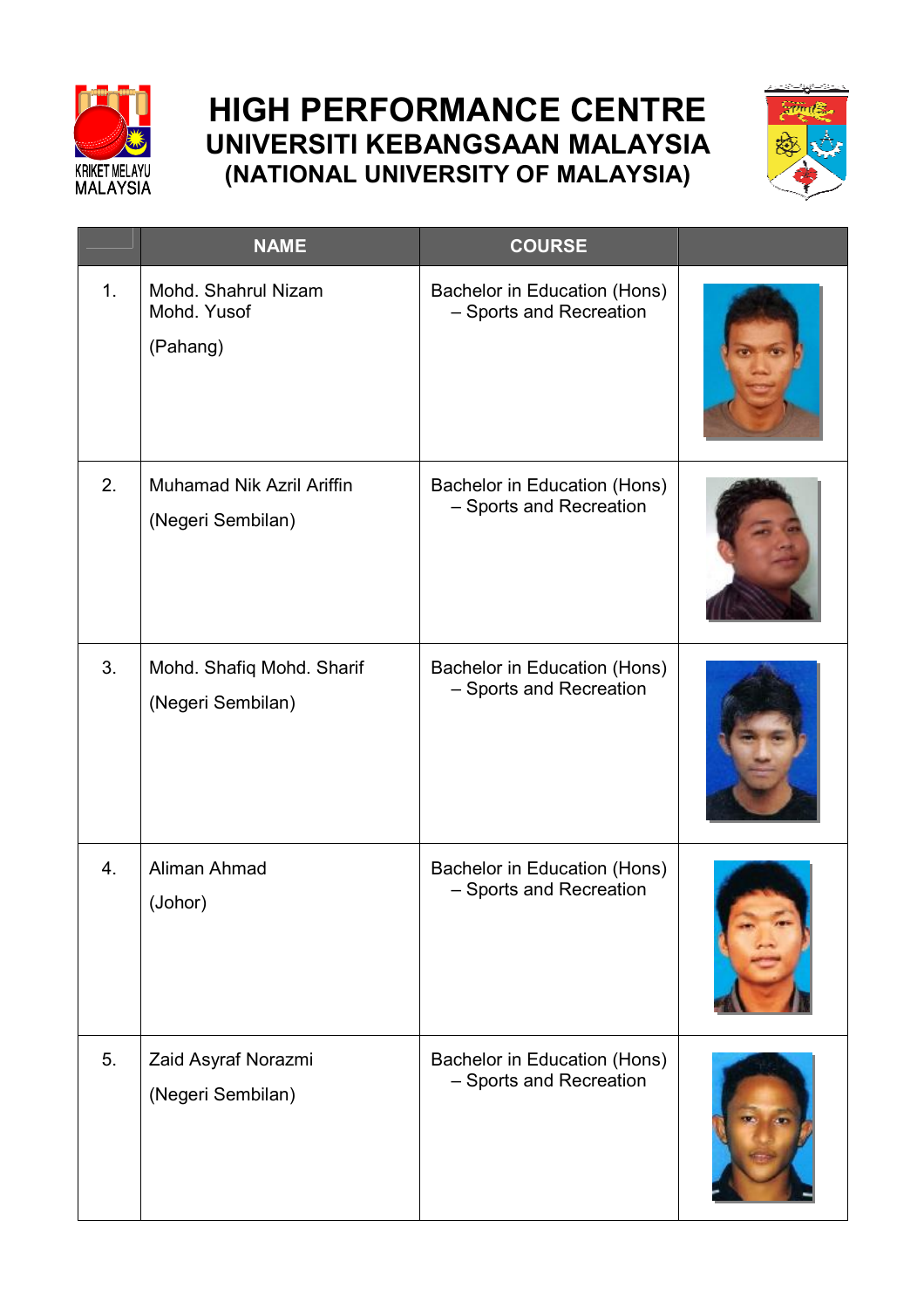# HIGH PERFORMANCE CENTRE
## UNIVERSITI KEBANGSAAN MALAYSIA
## (NATIONAL UNIVERSITY OF MALAYSIA)

| | NAME | COURSE | |
|---|---|---|---|
| 1. | Mohd. Shahrul Nizam Mohd. Yusof (Pahang) | Bachelor in Education (Hons) – Sports and Recreation | |
| 2. | Muhamad Nik Azril Ariffin (Negeri Sembilan) | Bachelor in Education (Hons) – Sports and Recreation | |
| 3. | Mohd. Shafiq Mohd. Sharif (Negeri Sembilan) | Bachelor in Education (Hons) – Sports and Recreation | |
| 4. | Aliman Ahmad (Johor) | Bachelor in Education (Hons) – Sports and Recreation | |
| 5. | Zaid Asyraf Norazmi (Negeri Sembilan) | Bachelor in Education (Hons) – Sports and Recreation | |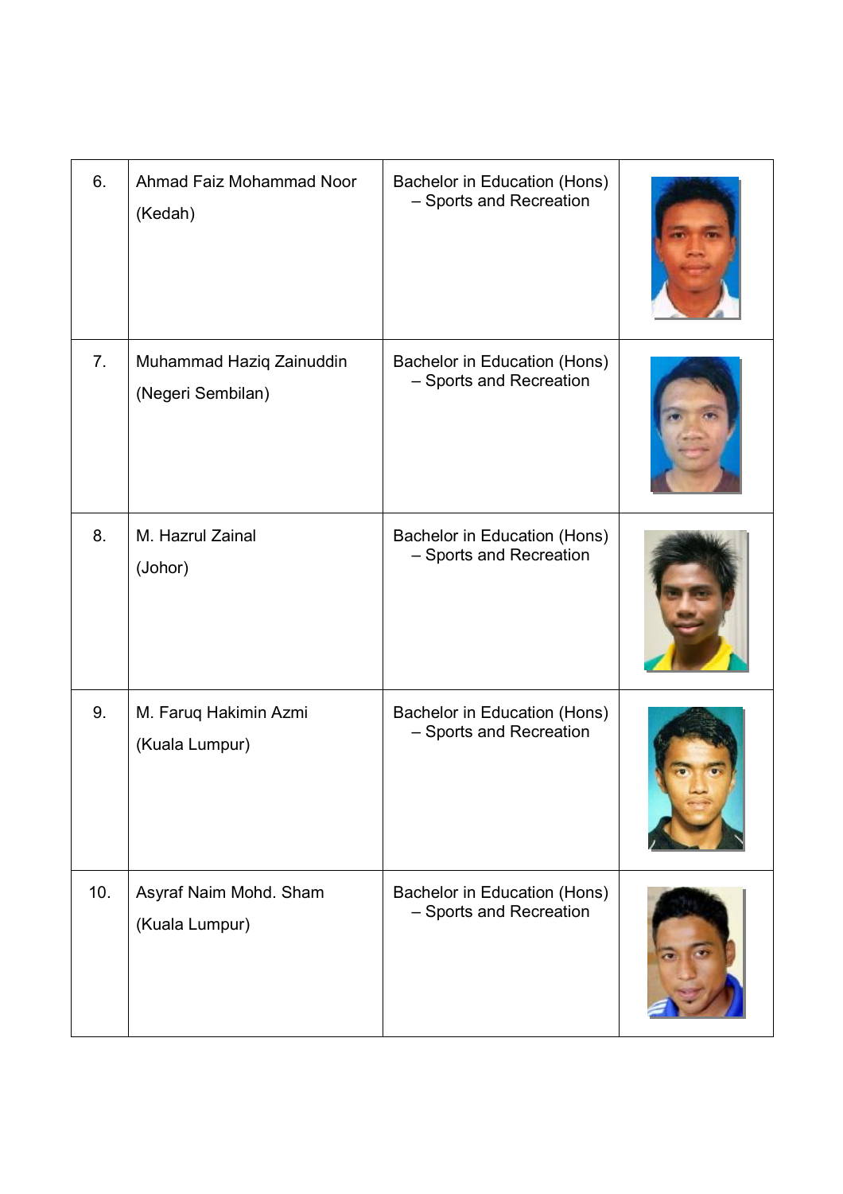| | | | |
|---|---|---|---|
| 6. | Ahmad Faiz Mohammad Noor<br>(Kedah) | Bachelor in Education (Hons) – Sports and Recreation | |
| 7. | Muhammad Haziq Zainuddin<br>(Negeri Sembilan) | Bachelor in Education (Hons) – Sports and Recreation | |
| 8. | M. Hazrul Zainal<br>(Johor) | Bachelor in Education (Hons) – Sports and Recreation | |
| 9. | M. Faruq Hakimin Azmi<br>(Kuala Lumpur) | Bachelor in Education (Hons) – Sports and Recreation | |
| 10. | Asyraf Naim Mohd. Sham<br>(Kuala Lumpur) | Bachelor in Education (Hons) – Sports and Recreation | |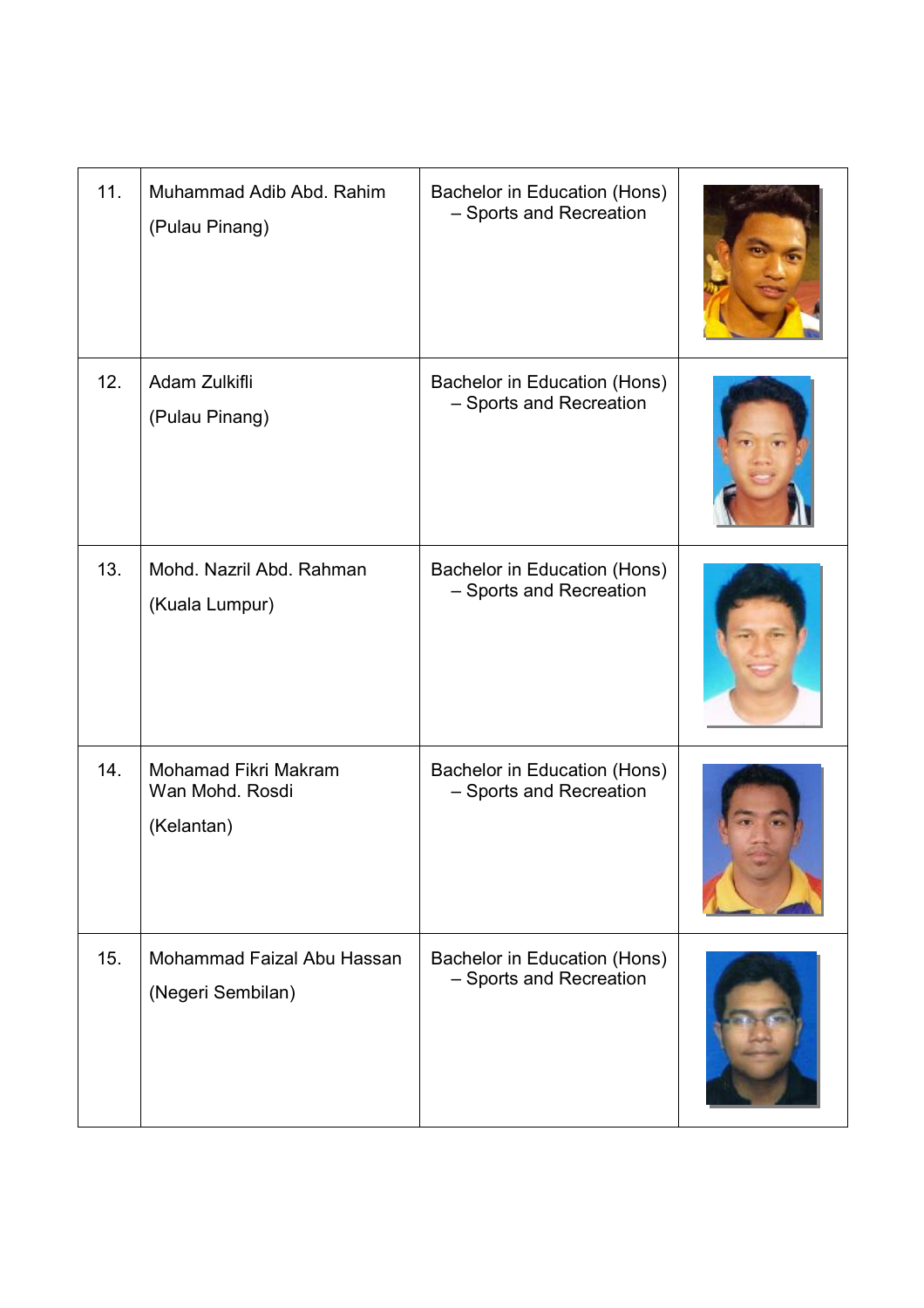| | | | |
|---|---|---|---|
| 11. | Muhammad Adib Abd. Rahim<br><br>(Pulau Pinang) | Bachelor in Education (Hons) – Sports and Recreation | |
| 12. | Adam Zulkifli<br><br>(Pulau Pinang) | Bachelor in Education (Hons) – Sports and Recreation | |
| 13. | Mohd. Nazril Abd. Rahman<br><br>(Kuala Lumpur) | Bachelor in Education (Hons) – Sports and Recreation | |
| 14. | Mohamad Fikri Makram Wan Mohd. Rosdi<br><br>(Kelantan) | Bachelor in Education (Hons) – Sports and Recreation | |
| 15. | Mohammad Faizal Abu Hassan<br><br>(Negeri Sembilan) | Bachelor in Education (Hons) – Sports and Recreation | |